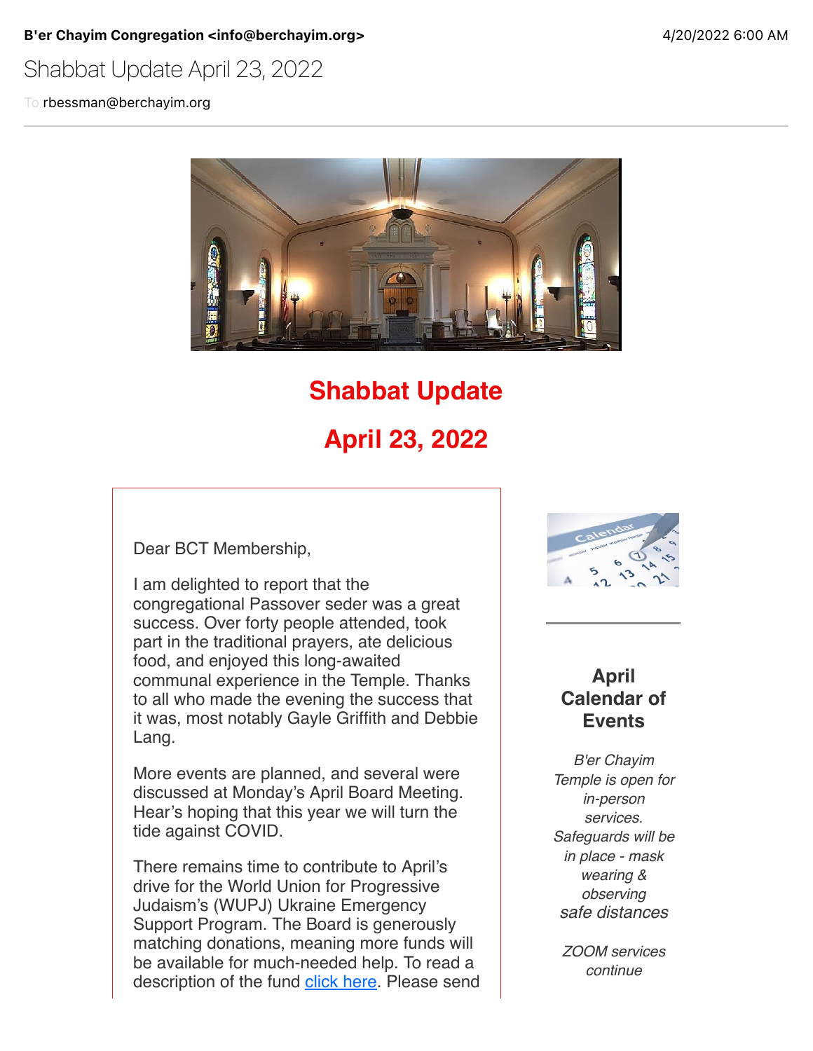**B'er Chayim Congregation <info@berchayim.org>** 4/20/2022 6:00 AM

Shabbat Update April 23, 2022

To rbessman@berchayim.org

# Shabbat Update

# April 23, 2022

Dear BCT Membership,

I am delighted to report that the congregational Passover seder was a great success. Over forty people attended, took part in the traditional prayers, ate delicious food, and enjoyed this long-awaited communal experience in the Temple. Thanks to all who made the evening the success that it was, most notably Gayle Griffith and Debbie Lang.

More events are planned, and several were discussed at Monday's April Board Meeting. Hear's hoping that this year we will turn the tide against COVID.

There remains time to contribute to April's drive for the World Union for Progressive Judaism's (WUPJ) Ukraine Emergency Support Program. The Board is generously matching donations, meaning more funds will be available for much-needed help. To read a description of the fund [click here](). Please send

## April Calendar of Events

*B'er Chayim Temple is open for in-person services. Safeguards will be in place - mask wearing & observing* *safe distances*

*ZOOM services continue*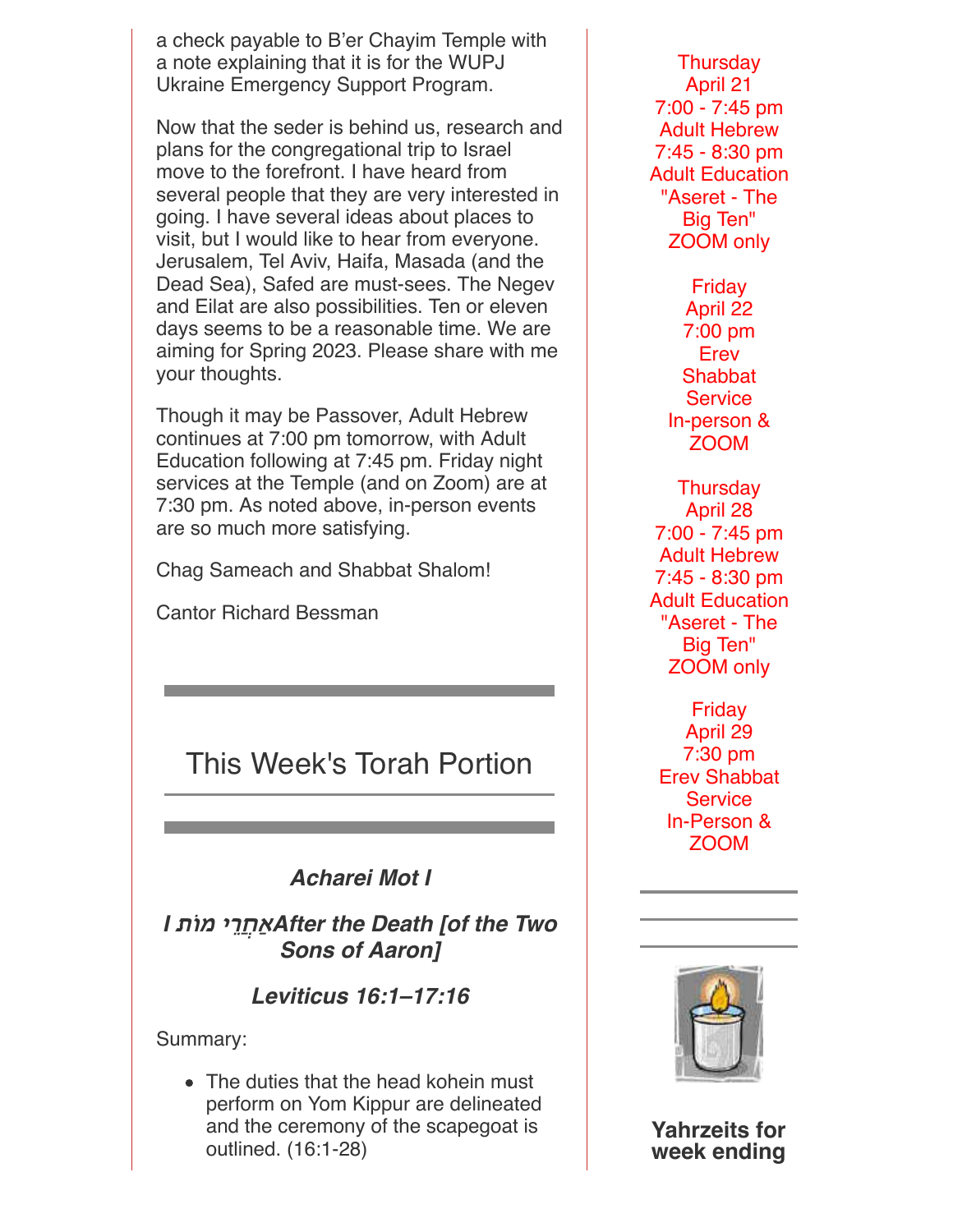a check payable to B'er Chayim Temple with a note explaining that it is for the WUPJ Ukraine Emergency Support Program.

Now that the seder is behind us, research and plans for the congregational trip to Israel move to the forefront. I have heard from several people that they are very interested in going. I have several ideas about places to visit, but I would like to hear from everyone. Jerusalem, Tel Aviv, Haifa, Masada (and the Dead Sea), Safed are must-sees. The Negev and Eilat are also possibilities. Ten or eleven days seems to be a reasonable time. We are aiming for Spring 2023. Please share with me your thoughts.

Though it may be Passover, Adult Hebrew continues at 7:00 pm tomorrow, with Adult Education following at 7:45 pm. Friday night services at the Temple (and on Zoom) are at 7:30 pm. As noted above, in-person events are so much more satisfying.

Chag Sameach and Shabbat Shalom!

Cantor Richard Bessman

## This Week's Torah Portion

***Acharei Mot I***

***אַחֲרֵי מוֹת I After the Death [of the Two Sons of Aaron]***

***Leviticus 16:1–17:16***

Summary:

- The duties that the head kohein must perform on Yom Kippur are delineated and the ceremony of the scapegoat is outlined. (16:1-28)

Thursday
April 21
7:00 - 7:45 pm
Adult Hebrew
7:45 - 8:30 pm
Adult Education
"Aseret - The Big Ten"
ZOOM only

Friday
April 22
7:00 pm
Erev Shabbat Service
In-person & ZOOM

Thursday
April 28
7:00 - 7:45 pm
Adult Hebrew
7:45 - 8:30 pm
Adult Education
"Aseret - The Big Ten"
ZOOM only

Friday
April 29
7:30 pm
Erev Shabbat Service
In-Person & ZOOM

**Yahrzeits for week ending**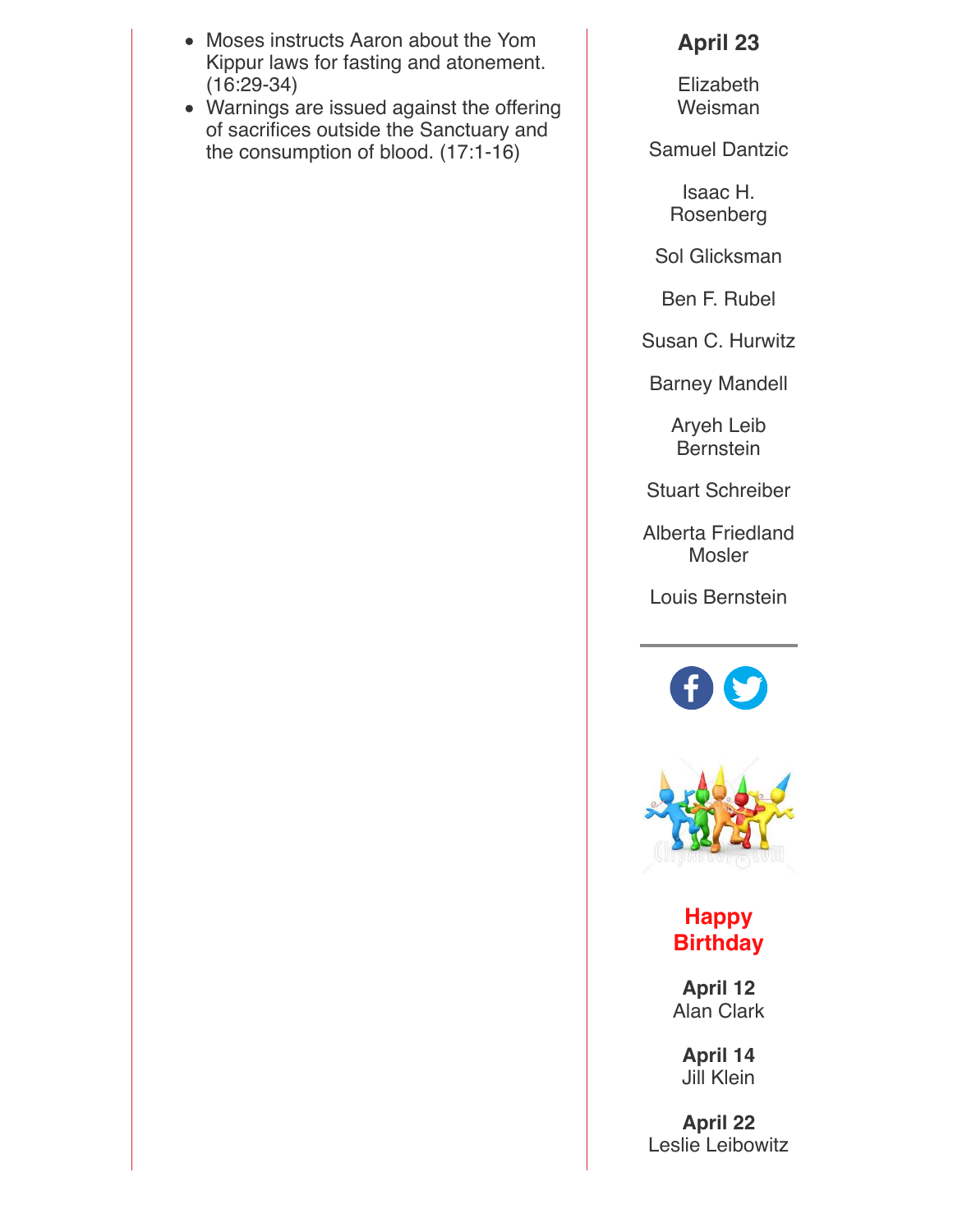- Moses instructs Aaron about the Yom Kippur laws for fasting and atonement. (16:29-34)
- Warnings are issued against the offering of sacrifices outside the Sanctuary and the consumption of blood. (17:1-16)

**April 23**

Elizabeth Weisman

Samuel Dantzic

Isaac H. Rosenberg

Sol Glicksman

Ben F. Rubel

Susan C. Hurwitz

Barney Mandell

Aryeh Leib Bernstein

Stuart Schreiber

Alberta Friedland Mosler

Louis Bernstein

---

**Happy Birthday**

**April 12**
Alan Clark

**April 14**
Jill Klein

**April 22**
Leslie Leibowitz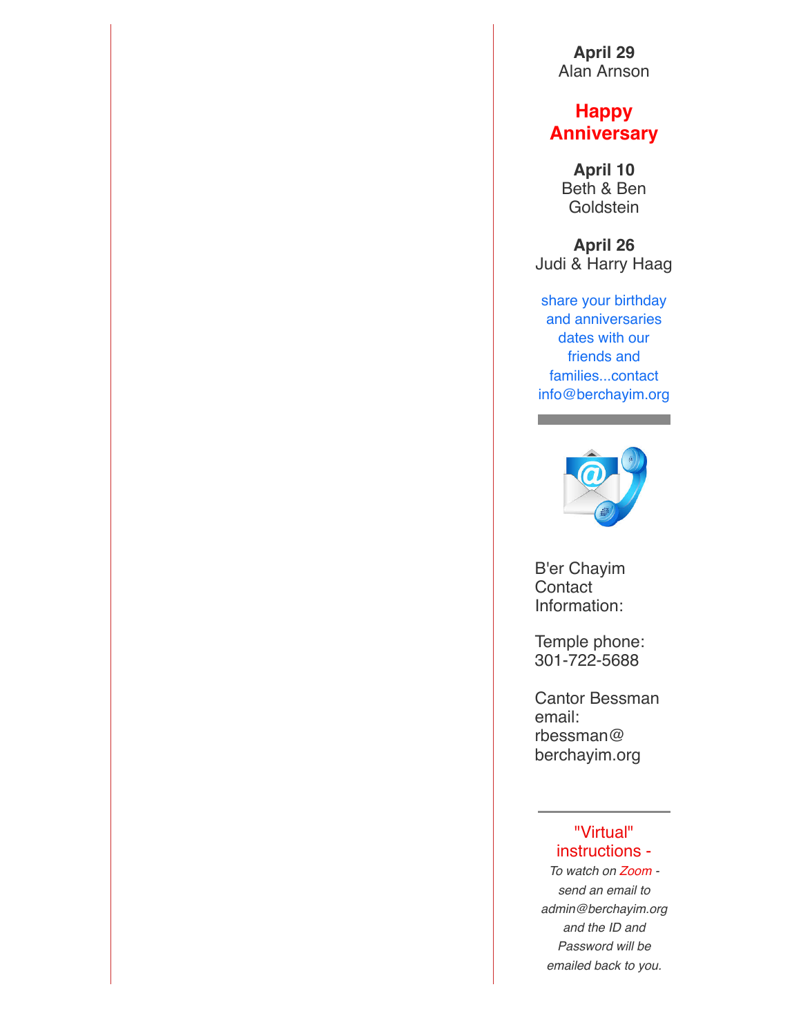**April 29**
Alan Arnson

## Happy Anniversary

**April 10**
Beth & Ben Goldstein

**April 26**
Judi & Harry Haag

share your birthday and anniversaries dates with our friends and families...contact info@berchayim.org

---

B'er Chayim Contact Information:

Temple phone: 301-722-5688

Cantor Bessman email: rbessman@berchayim.org

---

"Virtual" instructions -

*To watch on Zoom - send an email to admin@berchayim.org and the ID and Password will be emailed back to you.*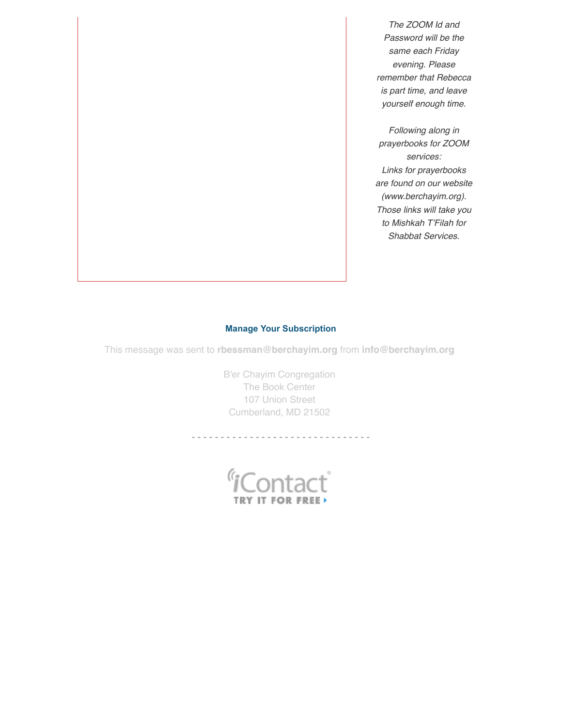*The ZOOM Id and Password will be the same each Friday evening. Please remember that Rebecca is part time, and leave yourself enough time.*

*Following along in prayerbooks for ZOOM services:*
*Links for prayerbooks are found on our website (www.berchayim.org). Those links will take you to Mishkah T'Filah for Shabbat Services.*

**Manage Your Subscription**

This message was sent to **rbessman@berchayim.org** from **info@berchayim.org**

B'er Chayim Congregation
The Book Center
107 Union Street
Cumberland, MD 21502

iContact
TRY IT FOR FREE